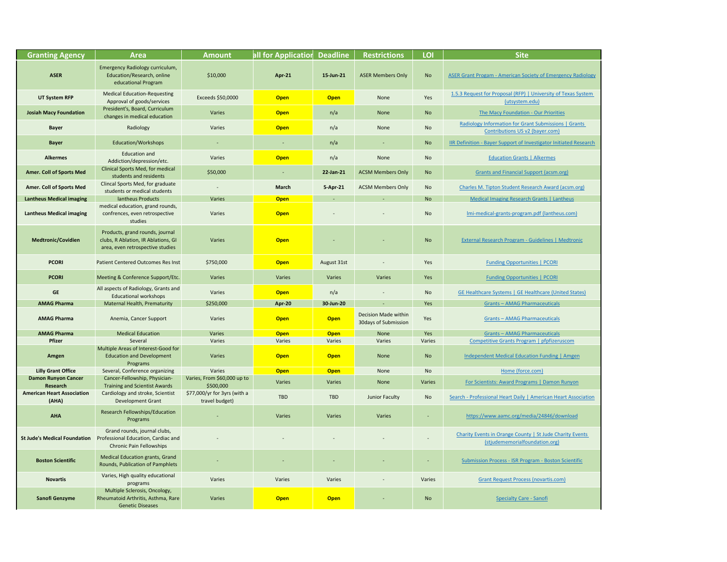| Granting Agency | Area | Amount | all for Applicatior | Deadline | Restrictions | LOI | Site |
|---|---|---|---|---|---|---|---|
| **ASER** | Emergency Radiology curriculum, Education/Research, online educational Program | $10,000 | **Apr-21** | **15-Jun-21** | ASER Members Only | No | ASER Grant Progam - American Society of Emergency Radiology |
| **UT System RFP** | Medical Education-Requesting Approval of goods/services | Exceeds $50,0000 | **Open** | **Open** | None | Yes | 1.5.3 Request for Proposal (RFP) \| University of Texas System (utsystem.edu) |
| **Josiah Macy Foundation** | President's, Board, Curriculum changes in medical education | Varies | **Open** | n/a | None | No | The Macy Foundation - Our Priorities |
| **Bayer** | Radiology | Varies | **Open** | n/a | None | No | Radiology Information for Grant Submissions \| Grants Contributions US v2 (bayer.com) |
| **Bayer** | Education/Workshops | - | - | n/a | - | No | IIR Definition - Bayer Support of Investigator Initiated Research |
| **Alkermes** | Education and Addiction/depression/etc. | Varies | **Open** | n/a | None | No | Education Grants \| Alkermes |
| **Amer. Coll of Sports Med** | Clinical Sports Med, for medical students and residents | $50,000 | - | **22-Jan-21** | ACSM Members Only | No | Grants and Financial Support (acsm.org) |
| **Amer. Coll of Sports Med** | Clincal Sports Med, for graduate students or medical students | - | **March** | **5-Apr-21** | ACSM Members Only | No | Charles M. Tipton Student Research Award (acsm.org) |
| **Lantheus Medical imaging** | lantheus Products | Varies | **Open** | - | - | No | Medical Imaging Research Grants \| Lantheus |
| **Lantheus Medical imaging** | medical education, grand rounds, confrences, even retrospective studies | Varies | **Open** | - | - | No | lmi-medical-grants-program.pdf (lantheus.com) |
| **Medtronic/Covidien** | Products, grand rounds, journal clubs, R Ablation, IR Ablations, GI area, even retrospective studies | Varies | **Open** | - | - | No | External Research Program - Guidelines \| Medtronic |
| **PCORI** | Patient Centered Outcomes Res Inst | $750,000 | **Open** | August 31st | - | Yes | Funding Opportunities \| PCORI |
| **PCORI** | Meeting & Conference Support/Etc. | Varies | Varies | Varies | Varies | Yes | Funding Opportunities \| PCORI |
| **GE** | All aspects of Radiology, Grants and Educational workshops | Varies | **Open** | n/a | - | No | GE Healthcare Systems \| GE Healthcare (United States) |
| **AMAG Pharma** | Maternal Health, Prematurity | $250,000 | **Apr-20** | **30-Jun-20** | - | Yes | Grants – AMAG Pharmaceuticals |
| **AMAG Pharma** | Anemia, Cancer Support | Varies | **Open** | **Open** | Decision Made within 30days of Submission | Yes | Grants – AMAG Pharmaceuticals |
| **AMAG Pharma** | Medical Education | Varies | **Open** | **Open** | None | Yes | Grants – AMAG Pharmaceuticals |
| **Pfizer** | Several | Varies | Varies | Varies | Varies | Varies | Competitive Grants Program \| pfpfizeruscom |
| **Amgen** | Multiple Areas of Interest-Good for Education and Development Programs | Varies | **Open** | **Open** | None | No | Independent Medical Education Funding \| Amgen |
| **Lilly Grant Office** | Several, Conference organizing | Varies | **Open** | **Open** | None | No | Home (force.com) |
| **Damon Runyon Cancer Research** | Cancer-Fellowship, Physician-Training and Scientist Awards | Varies, From $60,000 up to $500,000 | Varies | Varies | None | Varies | For Scientists: Award Programs \| Damon Runyon |
| **American Heart Association (AHA)** | Cardiology and stroke, Scientist Development Grant | $77,000/yr for 3yrs (with a travel budget) | TBD | TBD | Junior Faculty | No | Search - Professional Heart Daily \| American Heart Association |
| **AHA** | Research Fellowships/Education Programs | - | Varies | Varies | Varies | - | https://www.aamc.org/media/24846/download |
| **St Jude's Medical Foundation** | Grand rounds, journal clubs, Professional Education, Cardiac and Chronic Pain Fellowships | - | - | - | - | - | Charity Events in Orange County \| St Jude Charity Events (stjudememorialfoundation.org) |
| **Boston Scientific** | Medical Education grants, Grand Rounds, Publication of Pamphlets | - | - | - | - | - | Submission Process - ISR Program - Boston Scientific |
| **Novartis** | Varies, High quality educational programs | Varies | Varies | Varies | - | Varies | Grant Request Process (novartis.com) |
| **Sanofi Genzyme** | Multiple Sclerosis, Oncology, Rheumatoid Arthritis, Asthma, Rare Genetic Diseases | Varies | **Open** | **Open** | - | No | Specialty Care - Sanofi |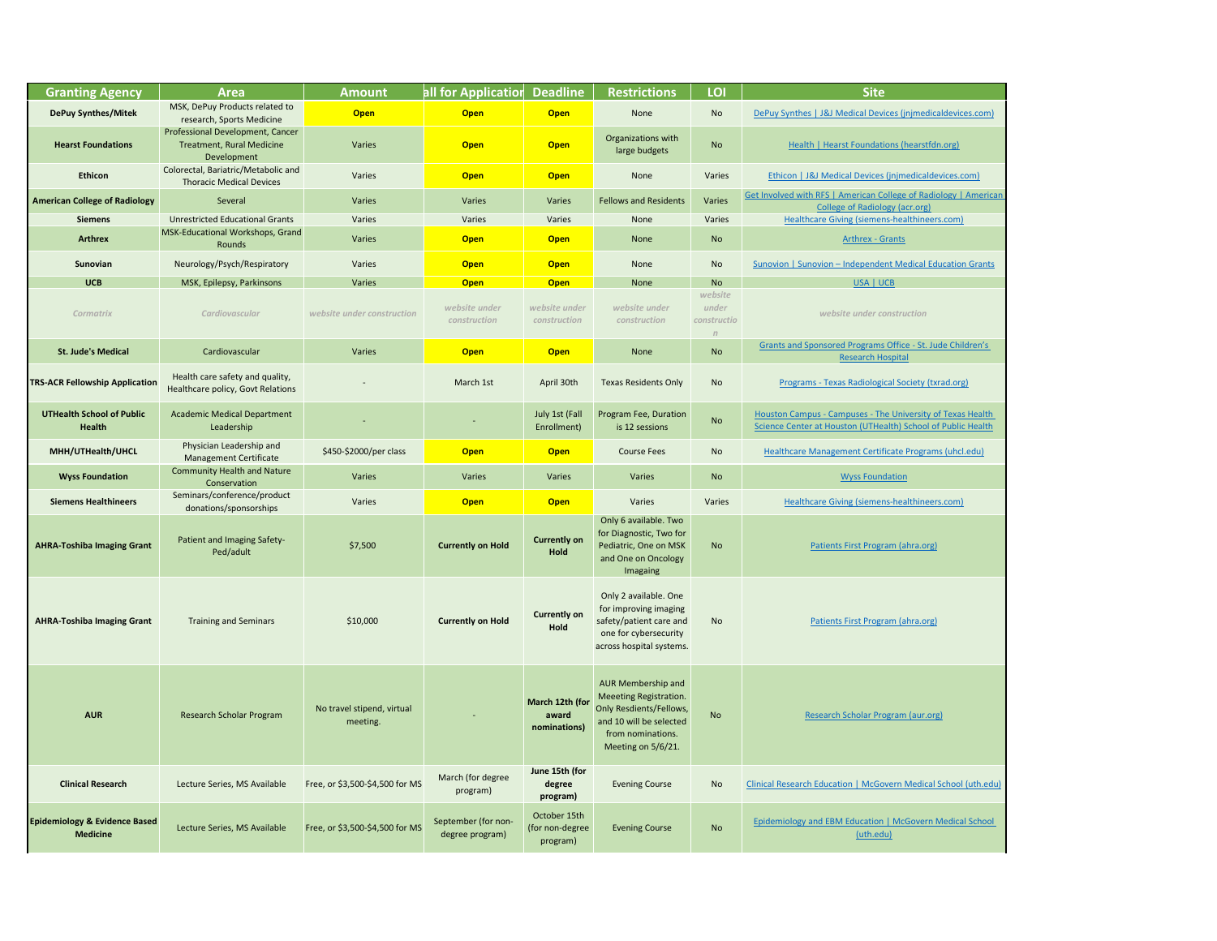| Granting Agency | Area | Amount | all for Applicatior | Deadline | Restrictions | LOI | Site |
|---|---|---|---|---|---|---|---|
| **DePuy Synthes/Mitek** | MSK, DePuy Products related to research, Sports Medicine | **Open** | **Open** | **Open** | None | No | DePuy Synthes \| J&J Medical Devices (jnjmedicaldevices.com) |
| **Hearst Foundations** | Professional Development, Cancer Treatment, Rural Medicine Development | Varies | **Open** | **Open** | Organizations with large budgets | No | Health \| Hearst Foundations (hearstfdn.org) |
| **Ethicon** | Colorectal, Bariatric/Metabolic and Thoracic Medical Devices | Varies | **Open** | **Open** | None | Varies | Ethicon \| J&J Medical Devices (jnjmedicaldevices.com) |
| **American College of Radiology** | Several | Varies | Varies | Varies | Fellows and Residents | Varies | Get Involved with RFS \| American College of Radiology \| American College of Radiology (acr.org) |
| **Siemens** | Unrestricted Educational Grants | Varies | Varies | Varies | None | Varies | Healthcare Giving (siemens-healthineers.com) |
| **Arthrex** | MSK-Educational Workshops, Grand Rounds | Varies | **Open** | **Open** | None | No | Arthrex - Grants |
| **Sunovian** | Neurology/Psych/Respiratory | Varies | **Open** | **Open** | None | No | Sunovion \| Sunovion – Independent Medical Education Grants |
| **UCB** | MSK, Epilepsy, Parkinsons | Varies | **Open** | **Open** | None | No | USA \| UCB |
| *Cormatrix* | *Cardiovascular* | *website under construction* | *website under construction* | *website under construction* | *website under construction* | *website under constructio n* | *website under construction* |
| **St. Jude's Medical** | Cardiovascular | Varies | **Open** | **Open** | None | No | Grants and Sponsored Programs Office - St. Jude Children's Research Hospital |
| **TRS-ACR Fellowship Application** | Health care safety and quality, Healthcare policy, Govt Relations | - | March 1st | April 30th | Texas Residents Only | No | Programs - Texas Radiological Society (txrad.org) |
| **UTHealth School of Public Health** | Academic Medical Department Leadership | - | - | July 1st (Fall Enrollment) | Program Fee, Duration is 12 sessions | No | Houston Campus - Campuses - The University of Texas Health Science Center at Houston (UTHealth) School of Public Health |
| **MHH/UTHealth/UHCL** | Physician Leadership and Management Certificate | $450-$2000/per class | **Open** | **Open** | Course Fees | No | Healthcare Management Certificate Programs (uhcl.edu) |
| **Wyss Foundation** | Community Health and Nature Conservation | Varies | Varies | Varies | Varies | No | Wyss Foundation |
| **Siemens Healthineers** | Seminars/conference/product donations/sponsorships | Varies | **Open** | **Open** | Varies | Varies | Healthcare Giving (siemens-healthineers.com) |
| **AHRA-Toshiba Imaging Grant** | Patient and Imaging Safety-Ped/adult | $7,500 | **Currently on Hold** | **Currently on Hold** | Only 6 available. Two for Diagnostic, Two for Pediatric, One on MSK and One on Oncology Imagaing | No | Patients First Program (ahra.org) |
| **AHRA-Toshiba Imaging Grant** | Training and Seminars | $10,000 | **Currently on Hold** | **Currently on Hold** | Only 2 available. One for improving imaging safety/patient care and one for cybersecurity across hospital systems. | No | Patients First Program (ahra.org) |
| **AUR** | Research Scholar Program | No travel stipend, virtual meeting. | - | **March 12th (for award nominations)** | AUR Membership and Meeeting Registration. Only Resdients/Fellows, and 10 will be selected from nominations. Meeting on 5/6/21. | No | Research Scholar Program (aur.org) |
| **Clinical Research** | Lecture Series, MS Available | Free, or $3,500-$4,500 for MS | March (for degree program) | **June 15th (for degree program)** | Evening Course | No | Clinical Research Education \| McGovern Medical School (uth.edu) |
| **Epidemiology & Evidence Based Medicine** | Lecture Series, MS Available | Free, or $3,500-$4,500 for MS | September (for non-degree program) | October 15th (for non-degree program) | Evening Course | No | Epidemiology and EBM Education \| McGovern Medical School (uth.edu) |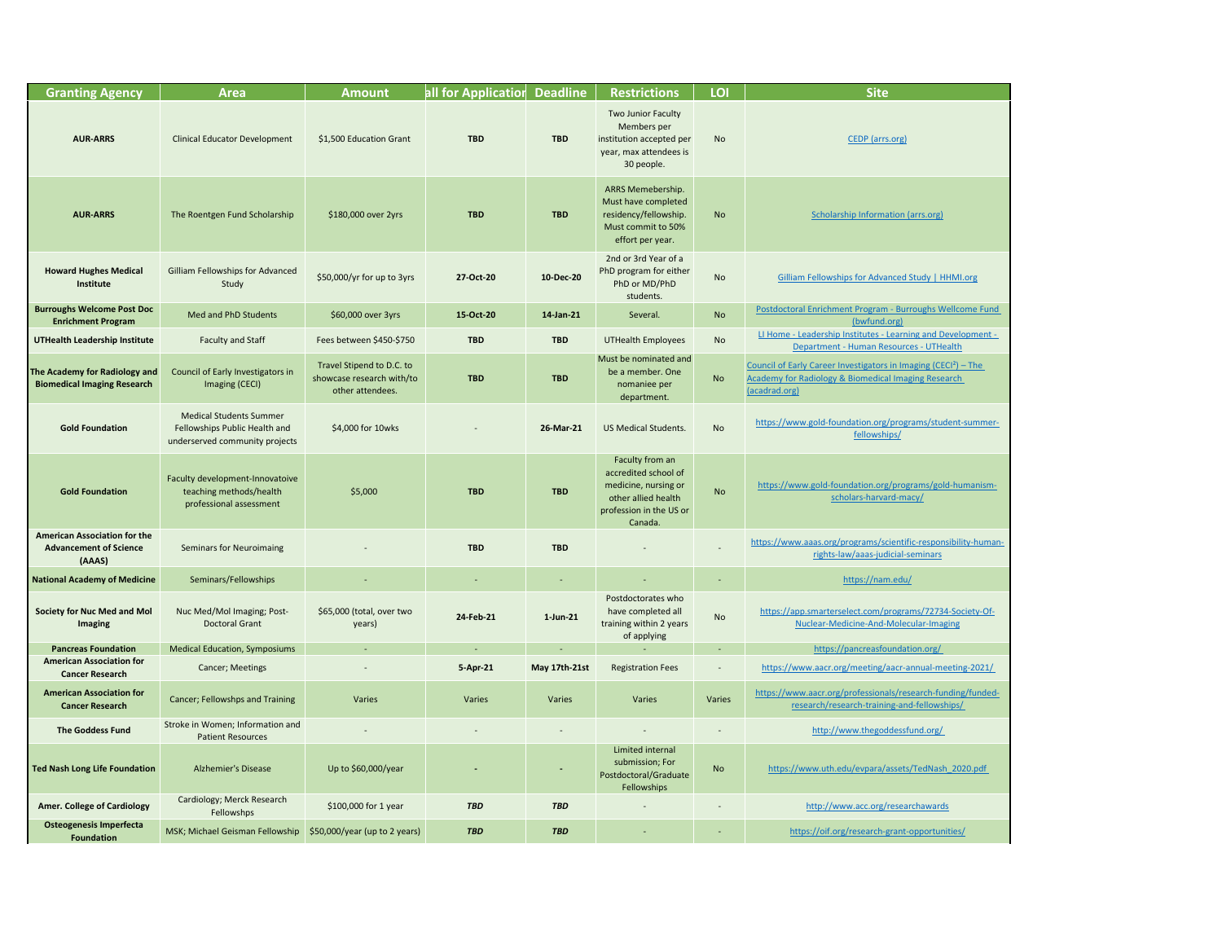| Granting Agency | Area | Amount | all for Applicatior | Deadline | Restrictions | LOI | Site |
|---|---|---|---|---|---|---|---|
| **AUR-ARRS** | Clinical Educator Development | $1,500 Education Grant | **TBD** | **TBD** | Two Junior Faculty Members per institution accepted per year, max attendees is 30 people. | No | CEDP (arrs.org) |
| **AUR-ARRS** | The Roentgen Fund Scholarship | $180,000 over 2yrs | **TBD** | **TBD** | ARRS Memebership. Must have completed residency/fellowship. Must commit to 50% effort per year. | No | Scholarship Information (arrs.org) |
| **Howard Hughes Medical Institute** | Gilliam Fellowships for Advanced Study | $50,000/yr for up to 3yrs | **27-Oct-20** | **10-Dec-20** | 2nd or 3rd Year of a PhD program for either PhD or MD/PhD students. | No | Gilliam Fellowships for Advanced Study \| HHMI.org |
| **Burroughs Welcome Post Doc Enrichment Program** | Med and PhD Students | $60,000 over 3yrs | **15-Oct-20** | **14-Jan-21** | Several. | No | Postdoctoral Enrichment Program - Burroughs Wellcome Fund (bwfund.org) |
| **UTHealth Leadership Institute** | Faculty and Staff | Fees between $450-$750 | **TBD** | **TBD** | UTHealth Employees | No | LI Home - Leadership Institutes - Learning and Development - Department - Human Resources - UTHealth |
| **The Academy for Radiology and Biomedical Imaging Research** | Council of Early Investigators in Imaging (CECI) | Travel Stipend to D.C. to showcase research with/to other attendees. | **TBD** | **TBD** | Must be nominated and be a member. One nomaniee per department. | No | Council of Early Career Investigators in Imaging (CECI²) – The Academy for Radiology & Biomedical Imaging Research (acadrad.org) |
| **Gold Foundation** | Medical Students Summer Fellowships Public Health and underserved community projects | $4,000 for 10wks | - | **26-Mar-21** | US Medical Students. | No | https://www.gold-foundation.org/programs/student-summer-fellowships/ |
| **Gold Foundation** | Faculty development-Innovatoive teaching methods/health professional assessment | $5,000 | **TBD** | **TBD** | Faculty from an accredited school of medicine, nursing or other allied health profession in the US or Canada. | No | https://www.gold-foundation.org/programs/gold-humanism-scholars-harvard-macy/ |
| **American Association for the Advancement of Science (AAAS)** | Seminars for Neuroimaing | - | **TBD** | **TBD** | - | - | https://www.aaas.org/programs/scientific-responsibility-human-rights-law/aaas-judicial-seminars |
| **National Academy of Medicine** | Seminars/Fellowships | - | - | - | - | - | https://nam.edu/ |
| **Society for Nuc Med and Mol Imaging** | Nuc Med/Mol Imaging; Post-Doctoral Grant | $65,000 (total, over two years) | **24-Feb-21** | **1-Jun-21** | Postdoctorates who have completed all training within 2 years of applying | No | https://app.smarterselect.com/programs/72734-Society-Of-Nuclear-Medicine-And-Molecular-Imaging |
| **Pancreas Foundation** | Medical Education, Symposiums | - | - | - | - | - | https://pancreasfoundation.org/ |
| **American Association for Cancer Research** | Cancer; Meetings | - | **5-Apr-21** | **May 17th-21st** | Registration Fees | - | https://www.aacr.org/meeting/aacr-annual-meeting-2021/ |
| **American Association for Cancer Research** | Cancer; Fellowshps and Training | Varies | Varies | Varies | Varies | Varies | https://www.aacr.org/professionals/research-funding/funded-research/research-training-and-fellowships/ |
| **The Goddess Fund** | Stroke in Women; Information and Patient Resources | - | - | - | - | - | http://www.thegoddessfund.org/ |
| **Ted Nash Long Life Foundation** | Alzhemier's Disease | Up to $60,000/year | **-** | **-** | Limited internal submission; For Postdoctoral/Graduate Fellowships | No | https://www.uth.edu/evpara/assets/TedNash_2020.pdf |
| **Amer. College of Cardiology** | Cardiology; Merck Research Fellowshps | $100,000 for 1 year | ***TBD*** | ***TBD*** | - | - | http://www.acc.org/researchawards |
| **Osteogenesis Imperfecta Foundation** | MSK; Michael Geisman Fellowship | $50,000/year (up to 2 years) | ***TBD*** | ***TBD*** | - | - | https://oif.org/research-grant-opportunities/ |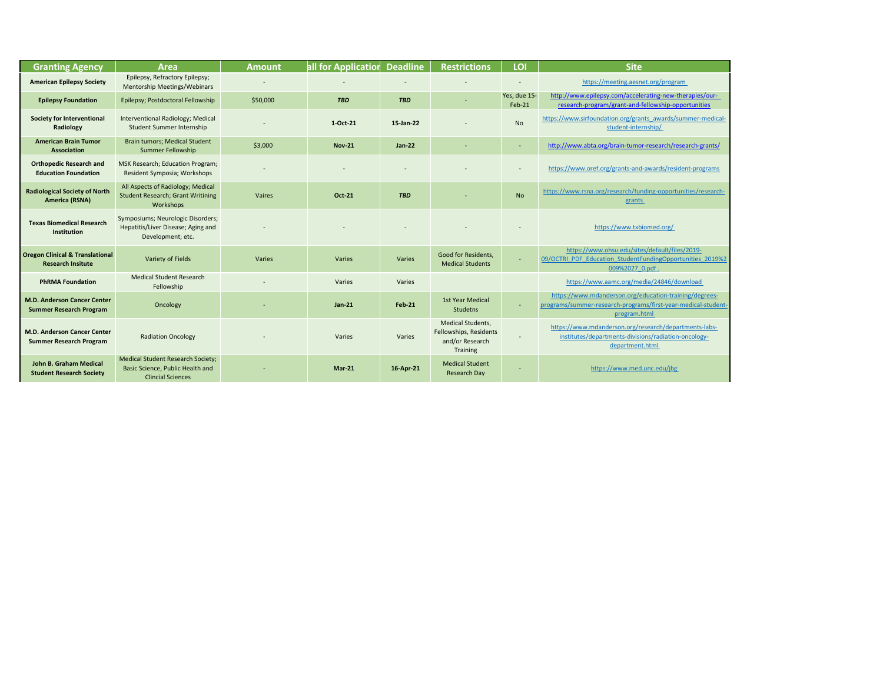| Granting Agency | Area | Amount | all for Application | Deadline | Restrictions | LOI | Site |
|---|---|---|---|---|---|---|---|
| **American Epilepsy Society** | Epilepsy, Refractory Epilepsy; Mentorship Meetings/Webinars | - | - | - | - | - | https://meeting.aesnet.org/program |
| **Epilepsy Foundation** | Epilepsy; Postdoctoral Fellowship | $50,000 | ***TBD*** | ***TBD*** | - | Yes, due 15-Feb-21 | http://www.epilepsy.com/accelerating-new-therapies/our-research-program/grant-and-fellowship-opportunities |
| **Society for Interventional Radiology** | Interventional Radiology; Medical Student Summer Internship | - | **1-Oct-21** | **15-Jan-22** | - | No | https://www.sirfoundation.org/grants_awards/summer-medical-student-internship/ |
| **American Brain Tumor Association** | Brain tumors; Medical Student Summer Fellowship | $3,000 | **Nov-21** | **Jan-22** | - | - | http://www.abta.org/brain-tumor-research/research-grants/ |
| **Orthopedic Research and Education Foundation** | MSK Research; Education Program; Resident Symposia; Workshops | - | - | - | - | - | https://www.oref.org/grants-and-awards/resident-programs |
| **Radiological Society of North America (RSNA)** | All Aspects of Radiology; Medical Student Research; Grant Writing Workshops | Vaires | **Oct-21** | ***TBD*** | - | No | https://www.rsna.org/research/funding-opportunities/research-grants |
| **Texas Biomedical Research Institution** | Symposiums; Neurologic Disorders; Hepatitis/Liver Disease; Aging and Development; etc. | - | - | - | - | - | https://www.txbiomed.org/ |
| **Oregon Clinical & Translational Research Insitute** | Variety of Fields | Varies | Varies | Varies | Good for Residents, Medical Students | - | https://www.ohsu.edu/sites/default/files/2019-09/OCTRI_PDF_Education_StudentFundingOpportunities_2019%2009%2027_0.pdf . |
| **PhRMA Foundation** | Medical Student Research Fellowship | - | Varies | Varies | | | https://www.aamc.org/media/24846/download |
| **M.D. Anderson Cancer Center Summer Research Program** | Oncology | - | **Jan-21** | **Feb-21** | 1st Year Medical Studetns | - | https://www.mdanderson.org/education-training/degrees-programs/summer-research-programs/first-year-medical-student-program.html |
| **M.D. Anderson Cancer Center Summer Research Program** | Radiation Oncology | - | Varies | Varies | Medical Students, Fellowships, Residents and/or Research Training | - | https://www.mdanderson.org/research/departments-labs-institutes/departments-divisions/radiation-oncology-department.html |
| **John B. Graham Medical Student Research Society** | Medical Student Research Society; Basic Science, Public Health and Clincial Sciences | - | **Mar-21** | **16-Apr-21** | Medical Student Research Day | - | https://www.med.unc.edu/jbg |